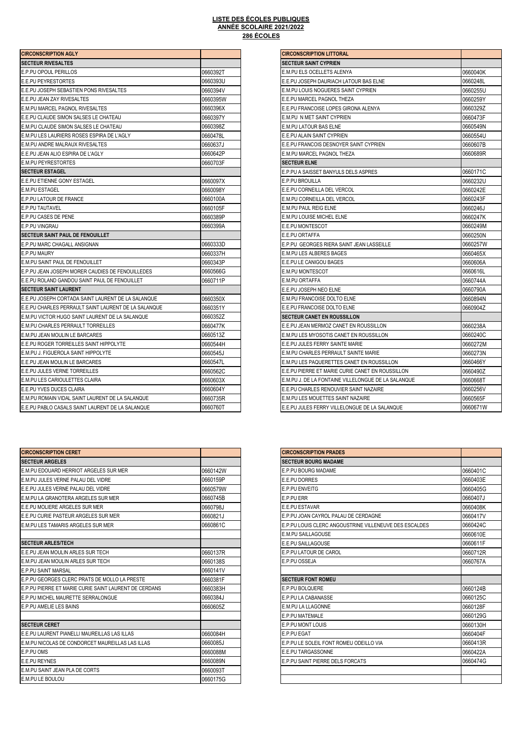**LISTE DES ÉCOLES PUBLIQUES**
**ANNÉE SCOLAIRE 2021/2022**
**286 ÉCOLES**

| CIRCONSCRIPTION AGLY | |
|---|---|
| **SECTEUR RIVESALTES** | |
| E.P.PU OPOUL PERILLOS | 0660392T |
| E.E.PU PEYRESTORTES | 0660393U |
| E.E.PU JOSEPH SEBASTIEN PONS RIVESALTES | 0660394V |
| E.E.PU JEAN ZAY RIVESALTES | 0660395W |
| E.M.PU MARCEL PAGNOL RIVESALTES | 0660396X |
| E.E.PU CLAUDE SIMON SALSES LE CHATEAU | 0660397Y |
| E.M.PU CLAUDE SIMON SALSES LE CHATEAU | 0660398Z |
| E.M.PU LES LAURIERS ROSES ESPIRA DE L'AGLY | 0660478L |
| E.M.PU ANDRE MALRAUX RIVESALTES | 0660637J |
| E.E.PU JEAN ALIO ESPIRA DE L'AGLY | 0660642P |
| E.M.PU PEYRESTORTES | 0660703F |
| **SECTEUR ESTAGEL** | |
| E.E.PU ETIENNE GONY ESTAGEL | 0660097X |
| E.M.PU ESTAGEL | 0660098Y |
| E.P.PU LATOUR DE FRANCE | 0660100A |
| E.P.PU TAUTAVEL | 0660105F |
| E.P.PU CASES DE PENE | 0660389P |
| E.P.PU VINGRAU | 0660399A |
| **SECTEUR SAINT PAUL DE FENOUILLET** | |
| E.P.PU MARC CHAGALL ANSIGNAN | 0660333D |
| E.P.PU MAURY | 0660337H |
| E.M.PU SAINT PAUL DE FENOUILLET | 0660343P |
| E.P.PU JEAN JOSEPH MORER CAUDIES DE FENOUILLEDES | 0660566G |
| E.E.PU ROLAND GANDOU SAINT PAUL DE FENOUILLET | 0660711P |
| **SECTEUR SAINT LAURENT** | |
| E.E.PU JOSEPH CORTADA SAINT LAURENT DE LA SALANQUE | 0660350X |
| E.E.PU CHARLES PERRAULT SAINT LAURENT DE LA SALANQUE | 0660351Y |
| E.M.PU VICTOR HUGO SAINT LAURENT DE LA SALANQUE | 0660352Z |
| E.M.PU CHARLES PERRAULT TORREILLES | 0660477K |
| E.M.PU JEAN MOULIN LE BARCARES | 0660513Z |
| E.E.PU ROGER TORREILLES SAINT HIPPOLYTE | 0660544H |
| E.M.PU J. FIGUEROLA SAINT HIPPOLYTE | 0660545J |
| E.E.PU JEAN MOULIN LE BARCARES | 0660547L |
| E.E.PU JULES VERNE TORREILLES | 0660562C |
| E.M.PU LES CARIOULETTES CLAIRA | 0660603X |
| E.E.PU YVES DUCES CLAIRA | 0660604Y |
| E.M.PU ROMAIN VIDAL SAINT LAURENT DE LA SALANQUE | 0660735R |
| E.E.PU PABLO CASALS SAINT LAURENT DE LA SALANQUE | 0660760T |

| CIRCONSCRIPTION LITTORAL | |
|---|---|
| **SECTEUR SAINT CYPRIEN** | |
| E.M.PU ELS OCELLETS ALENYA | 0660040K |
| E.E.PU JOSEPH DAURIACH LATOUR BAS ELNE | 0660248L |
| E.M.PU LOUIS NOGUERES SAINT CYPRIEN | 0660255U |
| E.E.PU MARCEL PAGNOL THEZA | 0660259Y |
| E.E.PU FRANCOISE LOPES GIRONA ALENYA | 0660329Z |
| E.M.PU N MET SAINT CYPRIEN | 0660473F |
| E.M.PU LATOUR BAS ELNE | 0660549N |
| E.E.PU ALAIN SAINT CYPRIEN | 0660554U |
| E.E.PU FRANCOIS DESNOYER SAINT CYPRIEN | 0660607B |
| E.M.PU MARCEL PAGNOL THEZA | 0660689R |
| **SECTEUR ELNE** | |
| E.P.PU A SAISSET BANYULS DELS ASPRES | 0660171C |
| E.P.PU BROUILLA | 0660232U |
| E.E.PU CORNEILLA DEL VERCOL | 0660242E |
| E.M.PU CORNEILLA DEL VERCOL | 0660243F |
| E.M.PU PAUL REIG ELNE | 0660246J |
| E.M.PU LOUISE MICHEL ELNE | 0660247K |
| E.E.PU MONTESCOT | 0660249M |
| E.E.PU ORTAFFA | 0660250N |
| E.P.PU GEORGES RIERA SAINT JEAN LASSEILLE | 0660257W |
| E.M.PU LES ALBERES BAGES | 0660465X |
| E.E.PU LE CANIGOU BAGES | 0660606A |
| E.M.PU MONTESCOT | 0660616L |
| E.M.PU ORTAFFA | 0660744A |
| E.E.PU JOSEPH NEO ELNE | 0660790A |
| E.M.PU FRANCOISE DOLTO ELNE | 0660894N |
| E.E.PU FRANCOISE DOLTO ELNE | 0660904Z |
| **SECTEUR CANET EN ROUSSILLON** | |
| E.E.PU JEAN MERMOZ CANET EN ROUSSILLON | 0660238A |
| E.M.PU LES MYOSOTIS CANET EN ROUSSILLON | 0660240C |
| E.E.PU JULES FERRY SAINTE MARIE | 0660272M |
| E.M.PU CHARLES PERRAULT SAINTE MARIE | 0660273N |
| E.M.PU LES PAQUERETTES CANET EN ROUSSILLON | 0660466Y |
| E.E.PU PIERRE ET MARIE CURIE CANET EN ROUSSILLON | 0660490Z |
| E.M.PU J. DE LA FONTAINE VILLELONGUE DE LA SALANQUE | 0660668T |
| E.E.PU CHARLES RENOUVIER SAINT NAZAIRE | 0660256V |
| E.M.PU LES MOUETTES SAINT NAZAIRE | 0660565F |
| E.E.PU JULES FERRY VILLELONGUE DE LA SALANQUE | 0660671W |

| CIRCONSCRIPTION CERET | |
|---|---|
| **SECTEUR ARGELES** | |
| E.M.PU EDOUARD HERRIOT ARGELES SUR MER | 0660142W |
| E.M.PU JULES VERNE PALAU DEL VIDRE | 0660159P |
| E.E.PU JULES VERNE PALAU DEL VIDRE | 0660579W |
| E.M.PU LA GRANOTERA ARGELES SUR MER | 0660745B |
| E.E.PU MOLIERE ARGELES SUR MER | 0660798J |
| E.E.PU CURIE PASTEUR ARGELES SUR MER | 0660821J |
| E.M.PU LES TAMARIS ARGELES SUR MER | 0660861C |
| | |
| **SECTEUR ARLES/TECH** | |
| E.E.PU JEAN MOULIN ARLES SUR TECH | 0660137R |
| E.M.PU JEAN MOULIN ARLES SUR TECH | 0660138S |
| E.P.PU SAINT MARSAL | 0660141V |
| E.P.PU GEORGES CLERC PRATS DE MOLLO LA PRESTE | 0660381F |
| E.P.PU PIERRE ET MARIE CURIE SAINT LAURENT DE CERDANS | 0660383H |
| E.P.PU MICHEL MAURETTE SERRALONGUE | 0660384J |
| E.P.PU AMELIE LES BAINS | 0660605Z |
| | |
| **SECTEUR CERET** | |
| E.E.PU LAURENT PIANELLI MAUREILLAS LAS ILLAS | 0660084H |
| E.M.PU NICOLAS DE CONDORCET MAUREILLAS LAS ILLAS | 0660085J |
| E.P.PU OMS | 0660088M |
| E.E.PU REYNES | 0660089N |
| E.M.PU SAINT JEAN PLA DE CORTS | 0660093T |
| E.M.PU LE BOULOU | 0660175G |

| CIRCONSCRIPTION PRADES | |
|---|---|
| **SECTEUR BOURG MADAME** | |
| E.P.PU BOURG MADAME | 0660401C |
| E.E.PU DORRES | 0660403E |
| E.P.PU ENVEITG | 0660405G |
| E.P.PU ERR | 0660407J |
| E.E.PU ESTAVAR | 0660408K |
| E.P.PU JOAN CAYROL PALAU DE CERDAGNE | 0660417V |
| E.P.PU LOUIS CLERC ANGOUSTRINE VILLENEUVE DES ESCALDES | 0660424C |
| E.M.PU SAILLAGOUSE | 0660610E |
| E.E.PU SAILLAGOUSE | 0660611F |
| E.P.PU LATOUR DE CAROL | 0660712R |
| E.P.PU OSSEJA | 0660767A |
| | |
| **SECTEUR FONT ROMEU** | |
| E.P.PU BOLQUERE | 0660124B |
| E.P.PU LA CABANASSE | 0660125C |
| E.M.PU LA LLAGONNE | 0660128F |
| E.P.PU MATEMALE | 0660129G |
| E.P.PU MONT LOUIS | 0660130H |
| E.P.PU EGAT | 0660404F |
| E.P.PU LE SOLEIL FONT ROMEU ODEILLO VIA | 0660413R |
| E.E.PU TARGASSONNE | 0660422A |
| E.P.PU SAINT PIERRE DELS FORCATS | 0660474G |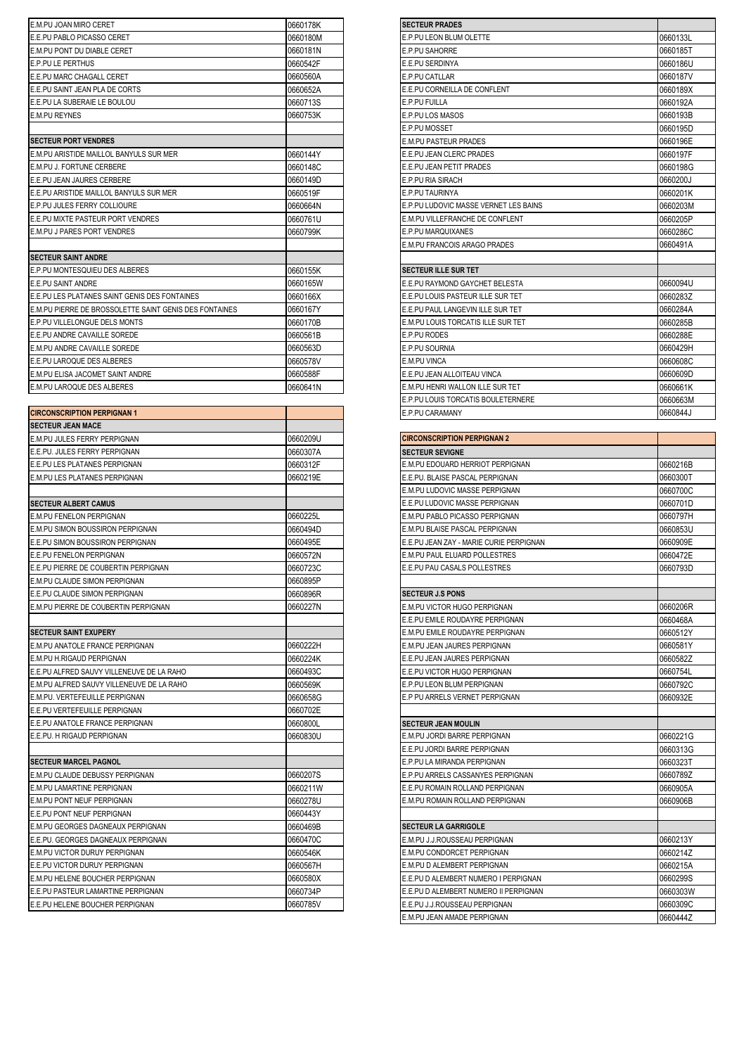| | |
|---|---|
| E.M.PU JOAN MIRO CERET | 0660178K |
| E.E.PU PABLO PICASSO CERET | 0660180M |
| E.M.PU PONT DU DIABLE CERET | 0660181N |
| E.P.PU LE PERTHUS | 0660542F |
| E.E.PU MARC CHAGALL CERET | 0660560A |
| E.E.PU SAINT JEAN PLA DE CORTS | 0660652A |
| E.E.PU LA SUBERAIE LE BOULOU | 0660713S |
| E.M.PU REYNES | 0660753K |
| | |
| **SECTEUR PORT VENDRES** | |
| E.M.PU ARISTIDE MAILLOL BANYULS SUR MER | 0660144Y |
| E.M.PU J. FORTUNE CERBERE | 0660148C |
| E.E.PU JEAN JAURES CERBERE | 0660149D |
| E.E.PU ARISTIDE MAILLOL BANYULS SUR MER | 0660519F |
| E.P.PU JULES FERRY COLLIOURE | 0660664N |
| E.E.PU MIXTE PASTEUR PORT VENDRES | 0660761U |
| E.M.PU J PARES PORT VENDRES | 0660799K |
| | |
| **SECTEUR SAINT ANDRE** | |
| E.P.PU MONTESQUIEU DES ALBERES | 0660155K |
| E.E.PU SAINT ANDRE | 0660165W |
| E.E.PU LES PLATANES SAINT GENIS DES FONTAINES | 0660166X |
| E.M.PU PIERRE DE BROSSOLETTE SAINT GENIS DES FONTAINES | 0660167Y |
| E.P.PU VILLELONGUE DELS MONTS | 0660170B |
| E.E.PU ANDRE CAVAILLE SOREDE | 0660561B |
| E.M.PU ANDRE CAVAILLE SOREDE | 0660563D |
| E.E.PU LAROQUE DES ALBERES | 0660578V |
| E.M.PU ELISA JACOMET SAINT ANDRE | 0660588F |
| E.M.PU LAROQUE DES ALBERES | 0660641N |

| **CIRCONSCRIPTION PERPIGNAN 1** | |
|---|---|
| **SECTEUR JEAN MACE** | |
| E.M.PU JULES FERRY PERPIGNAN | 0660209U |
| E.E.PU. JULES FERRY PERPIGNAN | 0660307A |
| E.E.PU LES PLATANES PERPIGNAN | 0660312F |
| E.M.PU LES PLATANES PERPIGNAN | 0660219E |
| | |
| **SECTEUR ALBERT CAMUS** | |
| E.M.PU FENELON PERPIGNAN | 0660225L |
| E.M.PU SIMON BOUSSIRON PERPIGNAN | 0660494D |
| E.E.PU SIMON BOUSSIRON PERPIGNAN | 0660495E |
| E.E.PU FENELON PERPIGNAN | 0660572N |
| E.E.PU PIERRE DE COUBERTIN PERPIGNAN | 0660723C |
| E.M.PU CLAUDE SIMON PERPIGNAN | 0660895P |
| E.E.PU CLAUDE SIMON PERPIGNAN | 0660896R |
| E.M.PU PIERRE DE COUBERTIN PERPIGNAN | 0660227N |
| | |
| **SECTEUR SAINT EXUPERY** | |
| E.M.PU ANATOLE FRANCE PERPIGNAN | 0660222H |
| E.M.PU H.RIGAUD PERPIGNAN | 0660224K |
| E.E.PU ALFRED SAUVY VILLENEUVE DE LA RAHO | 0660493C |
| E.M.PU ALFRED SAUVY VILLENEUVE DE LA RAHO | 0660569K |
| E.M.PU. VERTEFEUILLE PERPIGNAN | 0660658G |
| E.E.PU VERTEFEUILLE PERPIGNAN | 0660702E |
| E.E.PU ANATOLE FRANCE PERPIGNAN | 0660800L |
| E.E.PU. H RIGAUD PERPIGNAN | 0660830U |
| | |
| **SECTEUR MARCEL PAGNOL** | |
| E.M.PU CLAUDE DEBUSSY PERPIGNAN | 0660207S |
| E.M.PU LAMARTINE PERPIGNAN | 0660211W |
| E.M.PU PONT NEUF PERPIGNAN | 0660278U |
| E.E.PU PONT NEUF PERPIGNAN | 0660443Y |
| E.M.PU GEORGES DAGNEAUX PERPIGNAN | 0660469B |
| E.E.PU. GEORGES DAGNEAUX PERPIGNAN | 0660470C |
| E.M.PU VICTOR DURUY PERPIGNAN | 0660546K |
| E.E.PU VICTOR DURUY PERPIGNAN | 0660567H |
| E.M.PU HELENE BOUCHER PERPIGNAN | 0660580X |
| E.E.PU PASTEUR LAMARTINE PERPIGNAN | 0660734P |
| E.E.PU HELENE BOUCHER PERPIGNAN | 0660785V |

| **SECTEUR PRADES** | |
|---|---|
| E.P.PU LEON BLUM OLETTE | 0660133L |
| E.P.PU SAHORRE | 0660185T |
| E.E.PU SERDINYA | 0660186U |
| E.P.PU CATLLAR | 0660187V |
| E.E.PU CORNEILLA DE CONFLENT | 0660189X |
| E.P.PU FUILLA | 0660192A |
| E.P.PU LOS MASOS | 0660193B |
| E.P.PU MOSSET | 0660195D |
| E.M.PU PASTEUR PRADES | 0660196E |
| E.E.PU JEAN CLERC PRADES | 0660197F |
| E.E.PU JEAN PETIT PRADES | 0660198G |
| E.P.PU RIA SIRACH | 0660200J |
| E.P.PU TAURINYA | 0660201K |
| E.P.PU LUDOVIC MASSE VERNET LES BAINS | 0660203M |
| E.M.PU VILLEFRANCHE DE CONFLENT | 0660205P |
| E.P.PU MARQUIXANES | 0660286C |
| E.M.PU FRANCOIS ARAGO PRADES | 0660491A |
| | |
| **SECTEUR ILLE SUR TET** | |
| E.E.PU RAYMOND GAYCHET BELESTA | 0660094U |
| E.E.PU LOUIS PASTEUR ILLE SUR TET | 0660283Z |
| E.E.PU PAUL LANGEVIN ILLE SUR TET | 0660284A |
| E.M.PU LOUIS TORCATIS ILLE SUR TET | 0660285B |
| E.P.PU RODES | 0660288E |
| E.P.PU SOURNIA | 0660429H |
| E.M.PU VINCA | 0660608C |
| E.E.PU JEAN ALLOITEAU VINCA | 0660609D |
| E.M.PU HENRI WALLON ILLE SUR TET | 0660661K |
| E.P.PU LOUIS TORCATIS BOULETERNERE | 0660663M |
| E.P.PU CARAMANY | 0660844J |

| **CIRCONSCRIPTION PERPIGNAN 2** | |
|---|---|
| **SECTEUR SEVIGNE** | |
| E.M.PU EDOUARD HERRIOT PERPIGNAN | 0660216B |
| E.E.PU. BLAISE PASCAL PERPIGNAN | 0660300T |
| E.M.PU LUDOVIC MASSE PERPIGNAN | 0660700C |
| E.E.PU LUDOVIC MASSE PERPIGNAN | 0660701D |
| E.M.PU PABLO PICASSO PERPIGNAN | 0660797H |
| E.M.PU BLAISE PASCAL PERPIGNAN | 0660853U |
| E.E.PU JEAN ZAY - MARIE CURIE PERPIGNAN | 0660909E |
| E.M.PU PAUL ELUARD POLLESTRES | 0660472E |
| E.E.PU PAU CASALS POLLESTRES | 0660793D |
| | |
| **SECTEUR J.S PONS** | |
| E.M.PU VICTOR HUGO PERPIGNAN | 0660206R |
| E.E.PU EMILE ROUDAYRE PERPIGNAN | 0660468A |
| E.M.PU EMILE ROUDAYRE PERPIGNAN | 0660512Y |
| E.M.PU JEAN JAURES PERPIGNAN | 0660581Y |
| E.E.PU JEAN JAURES PERPIGNAN | 0660582Z |
| E.E.PU VICTOR HUGO PERPIGNAN | 0660754L |
| E.P.PU LEON BLUM PERPIGNAN | 0660792C |
| E.P PU ARRELS VERNET PERPIGNAN | 0660932E |
| | |
| **SECTEUR JEAN MOULIN** | |
| E.M.PU JORDI BARRE PERPIGNAN | 0660221G |
| E.E.PU JORDI BARRE PERPIGNAN | 0660313G |
| E.P.PU LA MIRANDA PERPIGNAN | 0660323T |
| E.P.PU ARRELS CASSANYES PERPIGNAN | 0660789Z |
| E.E.PU ROMAIN ROLLAND PERPIGNAN | 0660905A |
| E.M.PU ROMAIN ROLLAND PERPIGNAN | 0660906B |
| | |
| **SECTEUR LA GARRIGOLE** | |
| E.M.PU J.J.ROUSSEAU PERPIGNAN | 0660213Y |
| E.M.PU CONDORCET PERPIGNAN | 0660214Z |
| E.M.PU D ALEMBERT PERPIGNAN | 0660215A |
| E.E.PU D ALEMBERT NUMERO I PERPIGNAN | 0660299S |
| E.E.PU D ALEMBERT NUMERO II PERPIGNAN | 0660303W |
| E.E.PU J.J.ROUSSEAU PERPIGNAN | 0660309C |
| E.M.PU JEAN AMADE PERPIGNAN | 0660444Z |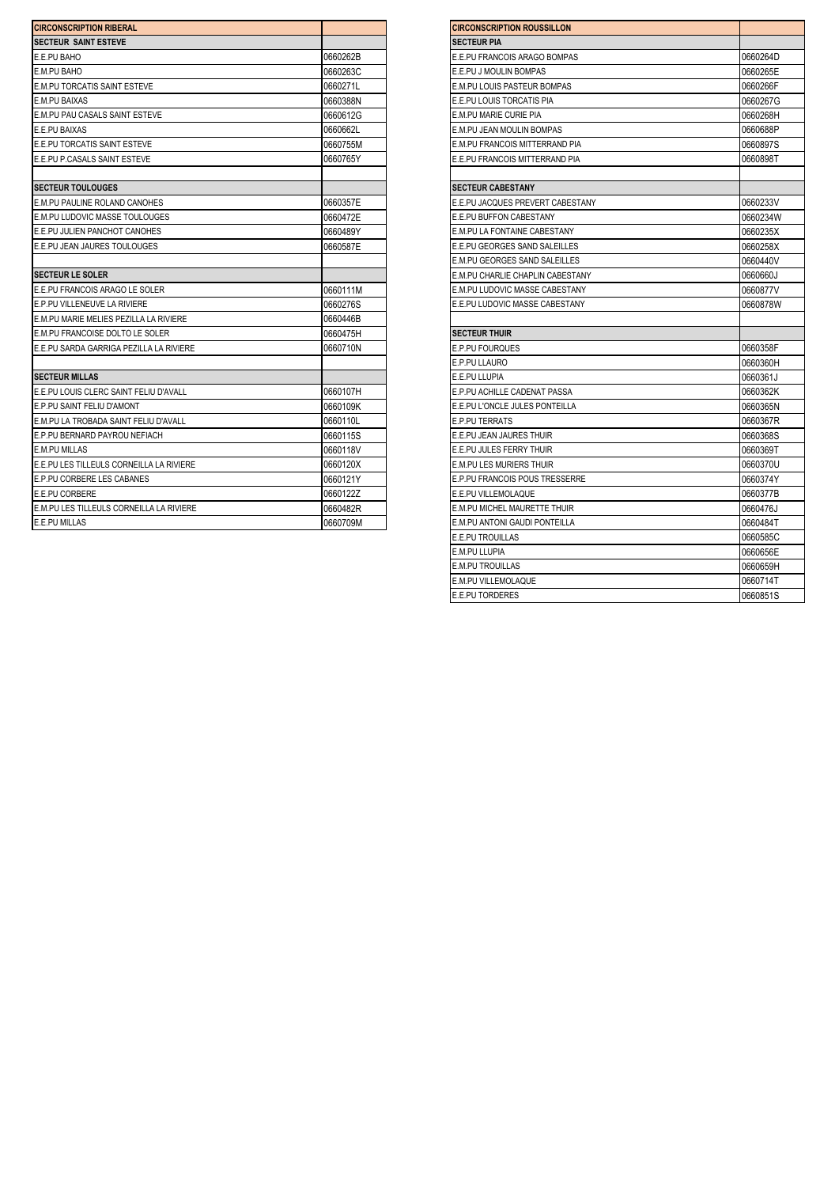| CIRCONSCRIPTION RIBERAL | |
|---|---|
| **SECTEUR SAINT ESTEVE** | |
| E.E.PU BAHO | 0660262B |
| E.M.PU BAHO | 0660263C |
| E.M.PU TORCATIS SAINT ESTEVE | 0660271L |
| E.M.PU BAIXAS | 0660388N |
| E.M.PU PAU CASALS SAINT ESTEVE | 0660612G |
| E.E.PU BAIXAS | 0660662L |
| E.E.PU TORCATIS SAINT ESTEVE | 0660755M |
| E.E.PU P.CASALS SAINT ESTEVE | 0660765Y |
| | |
| **SECTEUR TOULOUGES** | |
| E.M.PU PAULINE ROLAND CANOHES | 0660357E |
| E.M.PU LUDOVIC MASSE TOULOUGES | 0660472E |
| E.E.PU JULIEN PANCHOT CANOHES | 0660489Y |
| E.E.PU JEAN JAURES TOULOUGES | 0660587E |
| | |
| **SECTEUR LE SOLER** | |
| E.E.PU FRANCOIS ARAGO LE SOLER | 0660111M |
| E.P.PU VILLENEUVE LA RIVIERE | 0660276S |
| E.M.PU MARIE MELIES PEZILLA LA RIVIERE | 0660446B |
| E.M.PU FRANCOISE DOLTO LE SOLER | 0660475H |
| E.E.PU SARDA GARRIGA PEZILLA LA RIVIERE | 0660710N |
| | |
| **SECTEUR MILLAS** | |
| E.E.PU LOUIS CLERC SAINT FELIU D'AVALL | 0660107H |
| E.P.PU SAINT FELIU D'AMONT | 0660109K |
| E.M.PU LA TROBADA SAINT FELIU D'AVALL | 0660110L |
| E.P.PU BERNARD PAYROU NEFIACH | 0660115S |
| E.M.PU MILLAS | 0660118V |
| E.E.PU LES TILLEULS CORNEILLA LA RIVIERE | 0660120X |
| E.P.PU CORBERE LES CABANES | 0660121Y |
| E.E.PU CORBERE | 0660122Z |
| E.M.PU LES TILLEULS CORNEILLA LA RIVIERE | 0660482R |
| E.E.PU MILLAS | 0660709M |

| CIRCONSCRIPTION ROUSSILLON | |
|---|---|
| **SECTEUR PIA** | |
| E.E.PU FRANCOIS ARAGO BOMPAS | 0660264D |
| E.E.PU J MOULIN BOMPAS | 0660265E |
| E.M.PU LOUIS PASTEUR BOMPAS | 0660266F |
| E.E.PU LOUIS TORCATIS PIA | 0660267G |
| E.M.PU MARIE CURIE PIA | 0660268H |
| E.M.PU JEAN MOULIN BOMPAS | 0660688P |
| E.M.PU FRANCOIS MITTERRAND PIA | 0660897S |
| E.E.PU FRANCOIS MITTERRAND PIA | 0660898T |
| | |
| **SECTEUR CABESTANY** | |
| E.E.PU JACQUES PREVERT CABESTANY | 0660233V |
| E.E.PU BUFFON CABESTANY | 0660234W |
| E.M.PU LA FONTAINE CABESTANY | 0660235X |
| E.E.PU GEORGES SAND SALEILLES | 0660258X |
| E.M.PU GEORGES SAND SALEILLES | 0660440V |
| E.M.PU CHARLIE CHAPLIN CABESTANY | 0660660J |
| E.M.PU LUDOVIC MASSE CABESTANY | 0660877V |
| E.E.PU LUDOVIC MASSE CABESTANY | 0660878W |
| | |
| **SECTEUR THUIR** | |
| E.P.PU FOURQUES | 0660358F |
| E.P.PU LLAURO | 0660360H |
| E.E.PU LLUPIA | 0660361J |
| E.P.PU ACHILLE CADENAT PASSA | 0660362K |
| E.E.PU L'ONCLE JULES PONTEILLA | 0660365N |
| E.P.PU TERRATS | 0660367R |
| E.E.PU JEAN JAURES THUIR | 0660368S |
| E.E.PU JULES FERRY THUIR | 0660369T |
| E.M.PU LES MURIERS THUIR | 0660370U |
| E.P.PU FRANCOIS POUS TRESSERRE | 0660374Y |
| E.E.PU VILLEMOLAQUE | 0660377B |
| E.M.PU MICHEL MAURETTE THUIR | 0660476J |
| E.M.PU ANTONI GAUDI PONTEILLA | 0660484T |
| E.E.PU TROUILLAS | 0660585C |
| E.M.PU LLUPIA | 0660656E |
| E.M.PU TROUILLAS | 0660659H |
| E.M.PU VILLEMOLAQUE | 0660714T |
| E.E.PU TORDERES | 0660851S |